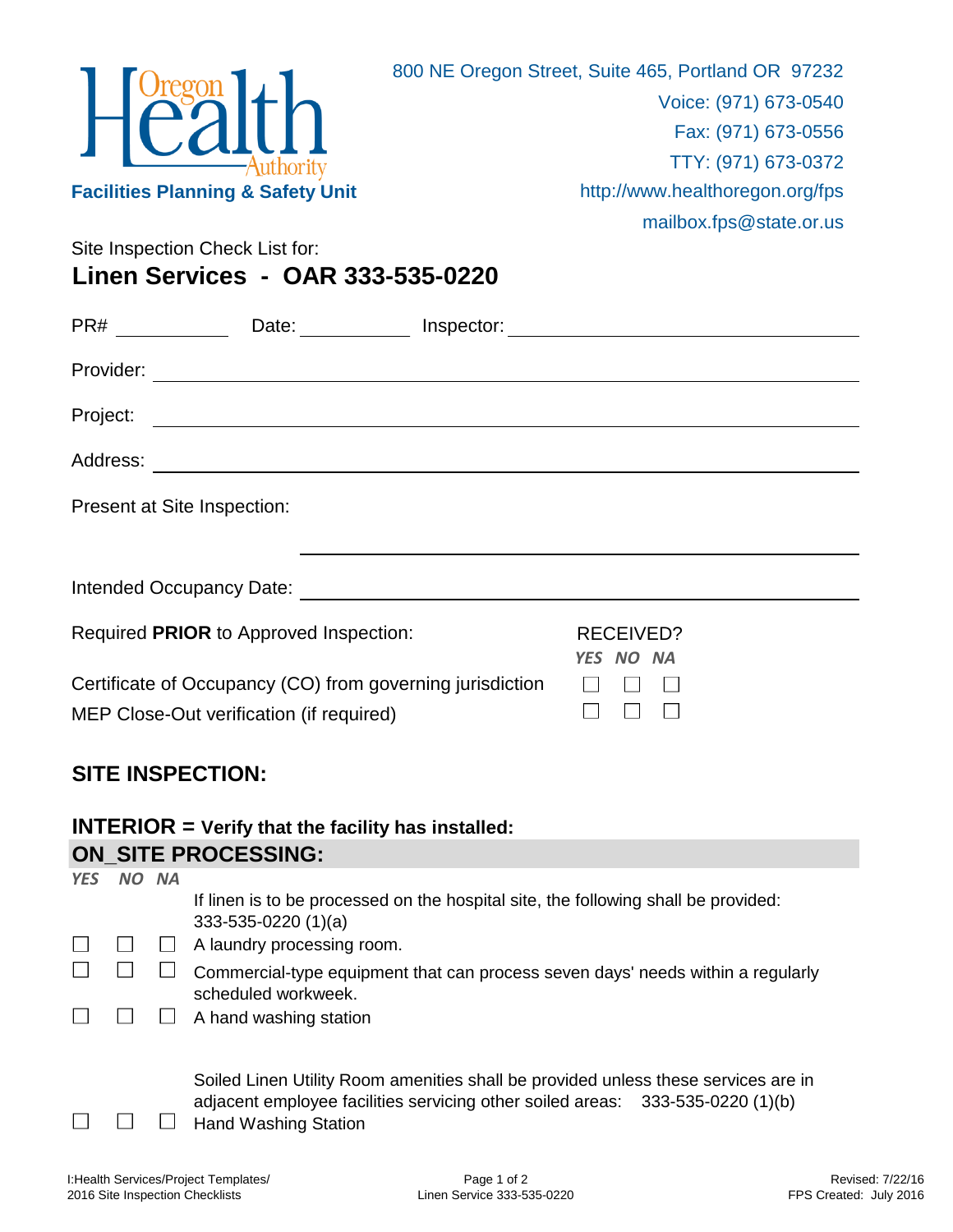Oregon Health Authority

**Facilities Planning & Safety Unit**

800 NE Oregon Street, Suite 465, Portland OR 97232
Voice: (971) 673-0540
Fax: (971) 673-0556
TTY: (971) 673-0372
http://www.healthoregon.org/fps
mailbox.fps@state.or.us

Site Inspection Check List for:

## Linen Services - OAR 333-535-0220

PR# __________ Date: __________ Inspector: ______________________________

Provider: ______________________________________________________________

Project: _______________________________________________________________

Address: _______________________________________________________________

Present at Site Inspection:

_______________________________________________________________

Intended Occupancy Date: _______________________________________________

| Required **PRIOR** to Approved Inspection: | RECEIVED? YES | NO | NA |
|---|---|---|---|
| Certificate of Occupancy (CO) from governing jurisdiction | ☐ | ☐ | ☐ |
| MEP Close-Out verification (if required) | ☐ | ☐ | ☐ |

## SITE INSPECTION:

### INTERIOR = Verify that the facility has installed:

### ON_SITE PROCESSING:

| *YES* | *NO* | *NA* | |
|---|---|---|---|
| | | | If linen is to be processed on the hospital site, the following shall be provided: 333-535-0220 (1)(a) |
| ☐ | ☐ | ☐ | A laundry processing room. |
| ☐ | ☐ | ☐ | Commercial-type equipment that can process seven days' needs within a regularly scheduled workweek. |
| ☐ | ☐ | ☐ | A hand washing station |
| | | | Soiled Linen Utility Room amenities shall be provided unless these services are in adjacent employee facilities servicing other soiled areas: 333-535-0220 (1)(b) |
| ☐ | ☐ | ☐ | Hand Washing Station |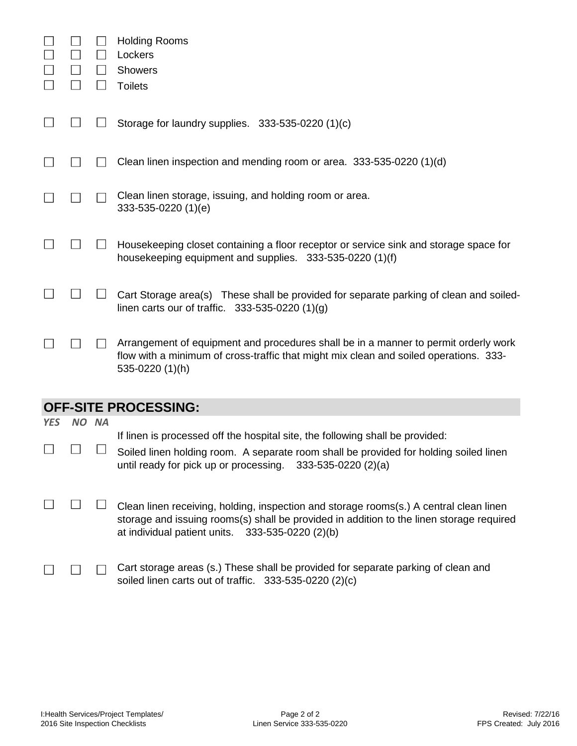☐ ☐ ☐ Holding Rooms
☐ ☐ ☐ Lockers
☐ ☐ ☐ Showers
☐ ☐ ☐ Toilets

☐ ☐ ☐ Storage for laundry supplies. 333-535-0220 (1)(c)

☐ ☐ ☐ Clean linen inspection and mending room or area. 333-535-0220 (1)(d)

☐ ☐ ☐ Clean linen storage, issuing, and holding room or area. 333-535-0220 (1)(e)

☐ ☐ ☐ Housekeeping closet containing a floor receptor or service sink and storage space for housekeeping equipment and supplies. 333-535-0220 (1)(f)

☐ ☐ ☐ Cart Storage area(s) These shall be provided for separate parking of clean and soiled-linen carts our of traffic. 333-535-0220 (1)(g)

☐ ☐ ☐ Arrangement of equipment and procedures shall be in a manner to permit orderly work flow with a minimum of cross-traffic that might mix clean and soiled operations. 333-535-0220 (1)(h)

## OFF-SITE PROCESSING:

***YES NO NA***

If linen is processed off the hospital site, the following shall be provided:

☐ ☐ ☐ Soiled linen holding room. A separate room shall be provided for holding soiled linen until ready for pick up or processing. 333-535-0220 (2)(a)

☐ ☐ ☐ Clean linen receiving, holding, inspection and storage rooms(s.) A central clean linen storage and issuing rooms(s) shall be provided in addition to the linen storage required at individual patient units. 333-535-0220 (2)(b)

☐ ☐ ☐ Cart storage areas (s.) These shall be provided for separate parking of clean and soiled linen carts out of traffic. 333-535-0220 (2)(c)